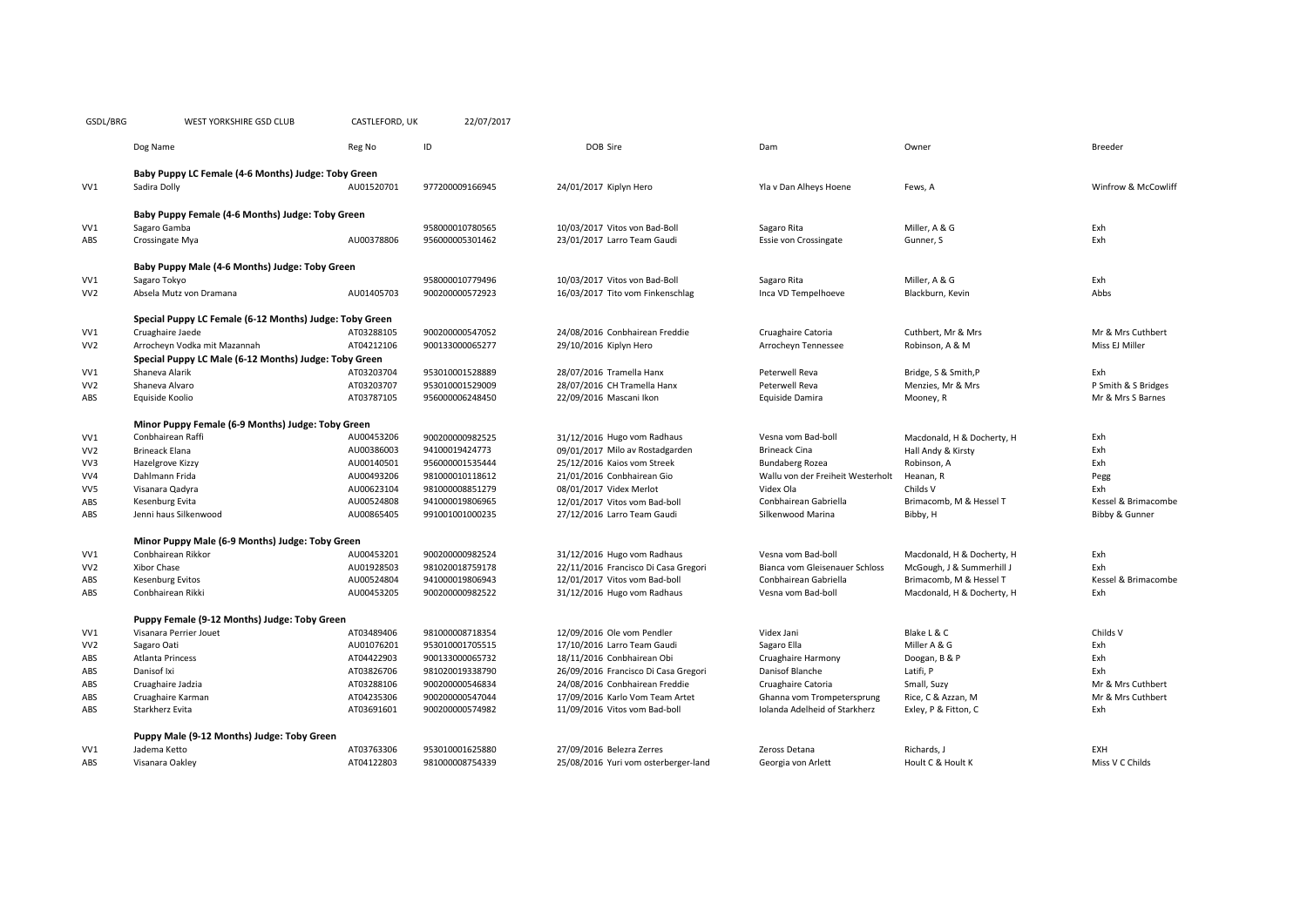| GSDL/BRG | WEST YORKSHIRE GSD CLUB | CASTLEFORD, UK | 22/07/2017 | | | | | |
|---|---|---|---|---|---|---|---|---|
| | Dog Name | Reg No | ID | DOB | Sire | Dam | Owner | Breeder |
| | **Baby Puppy LC Female (4-6 Months) Judge: Toby Green** | | | | | | | |
| VV1 | Sadira Dolly | AU01520701 | 977200009166945 | 24/01/2017 | Kiplyn Hero | Yla v Dan Alheys Hoene | Fews, A | Winfrow & McCowliff |
| | **Baby Puppy Female (4-6 Months) Judge: Toby Green** | | | | | | | |
| VV1 | Sagaro Gamba | | 958000010780565 | 10/03/2017 | Vitos von Bad-Boll | Sagaro Rita | Miller, A & G | Exh |
| ABS | Crossingate Mya | AU00378806 | 956000005301462 | 23/01/2017 | Larro Team Gaudi | Essie von Crossingate | Gunner, S | Exh |
| | **Baby Puppy Male (4-6 Months) Judge: Toby Green** | | | | | | | |
| VV1 | Sagaro Tokyo | | 958000010779496 | 10/03/2017 | Vitos von Bad-Boll | Sagaro Rita | Miller, A & G | Exh |
| VV2 | Absela Mutz von Dramana | AU01405703 | 900200000572923 | 16/03/2017 | Tito vom Finkenschlag | Inca VD Tempelhoeve | Blackburn, Kevin | Abbs |
| | **Special Puppy LC Female (6-12 Months) Judge: Toby Green** | | | | | | | |
| VV1 | Cruaghaire Jaede | AT03288105 | 900200000547052 | 24/08/2016 | Conbhairean Freddie | Cruaghaire Catoria | Cuthbert, Mr & Mrs | Mr & Mrs Cuthbert |
| VV2 | Arrocheyn Vodka mit Mazannah | AT04212106 | 900133000065277 | 29/10/2016 | Kiplyn Hero | Arrocheyn Tennessee | Robinson, A & M | Miss EJ Miller |
| | **Special Puppy LC Male (6-12 Months) Judge: Toby Green** | | | | | | | |
| VV1 | Shaneva Alarik | AT03203704 | 953010001528889 | 28/07/2016 | Tramella Hanx | Peterwell Reva | Bridge, S & Smith,P | Exh |
| VV2 | Shaneva Alvaro | AT03203707 | 953010001529009 | 28/07/2016 | CH Tramella Hanx | Peterwell Reva | Menzies, Mr & Mrs | P Smith & S Bridges |
| ABS | Equiside Koolio | AT03787105 | 956000006248450 | 22/09/2016 | Mascani Ikon | Equiside Damira | Mooney, R | Mr & Mrs S Barnes |
| | **Minor Puppy Female (6-9 Months) Judge: Toby Green** | | | | | | | |
| VV1 | Conbhairean Raffi | AU00453206 | 900200000982525 | 31/12/2016 | Hugo vom Radhaus | Vesna vom Bad-boll | Macdonald, H & Docherty, H | Exh |
| VV2 | Brineack Elana | AU00386003 | 94100019424773 | 09/01/2017 | Milo av Rostadgarden | Brineack Cina | Hall Andy & Kirsty | Exh |
| VV3 | Hazelgrove Kizzy | AU00140501 | 956000001535444 | 25/12/2016 | Kaios vom Streek | Bundaberg Rozea | Robinson, A | Exh |
| VV4 | Dahlmann Frida | AU00493206 | 981000010118612 | 21/01/2016 | Conbhairean Gio | Wallu von der Freiheit Westerholt | Heanan, R | Pegg |
| VV5 | Visanara Qadyra | AU00623104 | 981000008851279 | 08/01/2017 | Videx Merlot | Videx Ola | Childs V | Exh |
| ABS | Kesenburg Evita | AU00524808 | 941000019806965 | 12/01/2017 | Vitos vom Bad-boll | Conbhairean Gabriella | Brimacomb, M & Hessel T | Kessel & Brimacombe |
| ABS | Jenni haus Silkenwood | AU00865405 | 991001001000235 | 27/12/2016 | Larro Team Gaudi | Silkenwood Marina | Bibby, H | Bibby & Gunner |
| | **Minor Puppy Male (6-9 Months) Judge: Toby Green** | | | | | | | |
| VV1 | Conbhairean Rikkor | AU00453201 | 900200000982524 | 31/12/2016 | Hugo vom Radhaus | Vesna vom Bad-boll | Macdonald, H & Docherty, H | Exh |
| VV2 | Xibor Chase | AU01928503 | 981020018759178 | 22/11/2016 | Francisco Di Casa Gregori | Bianca vom Gleisenauer Schloss | McGough, J & Summerhill J | Exh |
| ABS | Kesenburg Evitos | AU00524804 | 941000019806943 | 12/01/2017 | Vitos vom Bad-boll | Conbhairean Gabriella | Brimacomb, M & Hessel T | Kessel & Brimacombe |
| ABS | Conbhairean Rikki | AU00453205 | 900200000982522 | 31/12/2016 | Hugo vom Radhaus | Vesna vom Bad-boll | Macdonald, H & Docherty, H | Exh |
| | **Puppy Female (9-12 Months) Judge: Toby Green** | | | | | | | |
| VV1 | Visanara Perrier Jouet | AT03489406 | 981000008718354 | 12/09/2016 | Ole vom Pendler | Videx Jani | Blake L & C | Childs V |
| VV2 | Sagaro Oati | AU01076201 | 953010001705515 | 17/10/2016 | Larro Team Gaudi | Sagaro Ella | Miller A & G | Exh |
| ABS | Atlanta Princess | AT04422903 | 900133000065732 | 18/11/2016 | Conbhairean Obi | Cruaghaire Harmony | Doogan, B & P | Exh |
| ABS | Danisof Ixi | AT03826706 | 981020019338790 | 26/09/2016 | Francisco Di Casa Gregori | Danisof Blanche | Latifi, P | Exh |
| ABS | Cruaghaire Jadzia | AT03288106 | 900200000546834 | 24/08/2016 | Conbhairean Freddie | Cruaghaire Catoria | Small, Suzy | Mr & Mrs Cuthbert |
| ABS | Cruaghaire Karman | AT04235306 | 900200000547044 | 17/09/2016 | Karlo Vom Team Artet | Ghanna vom Trompetersprung | Rice, C & Azzan, M | Mr & Mrs Cuthbert |
| ABS | Starkherz Evita | AT03691601 | 900200000574982 | 11/09/2016 | Vitos vom Bad-boll | Iolanda Adelheid of Starkherz | Exley, P & Fitton, C | Exh |
| | **Puppy Male (9-12 Months) Judge: Toby Green** | | | | | | | |
| VV1 | Jadema Ketto | AT03763306 | 953010001625880 | 27/09/2016 | Belezra Zerres | Zeross Detana | Richards, J | EXH |
| ABS | Visanara Oakley | AT04122803 | 981000008754339 | 25/08/2016 | Yuri vom osterberger-land | Georgia von Arlett | Hoult C & Hoult K | Miss V C Childs |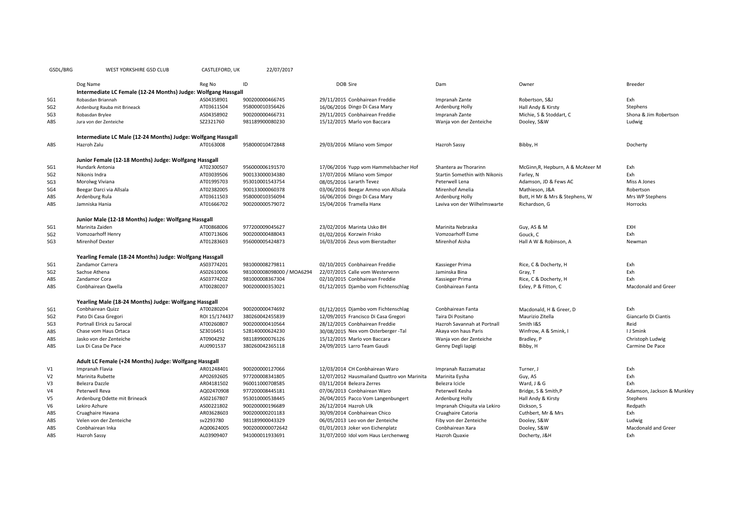| GSDL/BRG | WEST YORKSHIRE GSD CLUB | CASTLEFORD, UK | 22/07/2017 | | | | | |
|---|---|---|---|---|---|---|---|---|
| | Dog Name | Reg No | ID | DOB | Sire | Dam | Owner | Breeder |
| | **Intermediate LC Female (12-24 Months) Judge: Wolfgang Hassgall** | | | | | | | |
| SG1 | Robasdan Briannah | AS04358901 | 900200000466745 | 29/11/2015 | Conbhairean Freddie | Impranah Zante | Robertson, S&J | Exh |
| SG2 | Ardenburg Rauba mit Brineack | AT03611504 | 958000010356426 | 16/06/2016 | Dingo Di Casa Mary | Ardenburg Holly | Hall Andy & Kirsty | Stephens |
| SG3 | Robasdan Brylee | AS04358902 | 900200000466731 | 29/11/2015 | Conbhairean Freddie | Impranah Zante | Michie, S & Stoddart, C | Shona & Jim Robertson |
| ABS | Jura von der Zenteiche | SZ2321760 | 981189900080230 | 15/12/2015 | Marlo von Baccara | Wanja von der Zenteiche | Dooley, S&W | Ludwig |
| | **Intermediate LC Male (12-24 Months) Judge: Wolfgang Hassgall** | | | | | | | |
| ABS | Hazroh Zalu | AT0163008 | 958000010472848 | 29/03/2016 | Milano vom Simpor | Hazroh Sassy | Bibby, H | Docherty |
| | **Junior Female (12-18 Months) Judge: Wolfgang Hassgall** | | | | | | | |
| SG1 | Hundark Antonia | AT02300507 | 956000006191570 | 17/06/2016 | Yupp vom Hammelsbacher Hof | Shantera av Thorarinn | McGinn,R, Hepburn, A & McAteer M | Exh |
| SG2 | Nikonis Indra | AT03039506 | 900133000034380 | 17/07/2016 | Milano vom Simpor | Startin Somethin with Nikonis | Farley, N | Exh |
| SG3 | Morolwg Viviana | AT01995703 | 953010001543754 | 08/05/2016 | Lararth Tevez | Peterwell Lena | Adamson, JD & Fews AC | Miss A Jones |
| SG4 | Beegar Darci via Allsala | AT02382005 | 900133000060378 | 03/06/2016 | Beegar Ammo von Allsala | Mirenhof Amelia | Mathieson, J&A | Robertson |
| ABS | Ardenburg Rula | AT03611503 | 958000010356094 | 16/06/2016 | Dingo Di Casa Mary | Ardenburg Holly | Butt, H Mr & Mrs & Stephens, W | Mrs WP Stephens |
| ABS | Jamniska Hania | AT01666702 | 900200000579072 | 15/04/2016 | Tramella Hanx | Laviva von der Wilhelmswarte | Richardson, G | Horrocks |
| | **Junior Male (12-18 Months) Judge: Wolfgang Hassgall** | | | | | | | |
| SG1 | Marinita Zaiden | AT00868006 | 977200009045627 | 23/02/2016 | Marinta Usko BH | Marinita Nebraska | Guy, AS & M | EXH |
| SG2 | Vomzoarhoff Henry | AT00713606 | 900200000488043 | 01/02/2016 | Korzwin Frisko | Vomzoarhoff Esme | Gouck, C | Exh |
| SG3 | Mirenhof Dexter | AT01283603 | 956000005424873 | 16/03/2016 | Zeus vom Bierstadter | Mirenhof Aisha | Hall A W & Robinson, A | Newman |
| | **Yearling Female (18-24 Months) Judge: Wolfgang Hassgall** | | | | | | | |
| SG1 | Zandamor Carrera | AS03774201 | 981000008279811 | 02/10/2015 | Conbhairean Freddie | Kassieger Prima | Rice, C & Docherty, H | Exh |
| SG2 | Sachse Athena | AS02610006 | 981000008098000 / MOA6294 | 22/07/2015 | Calle vom Westervenn | Jaminska Bina | Gray, T | Exh |
| ABS | Zandamor Cora | AS03774202 | 981000008367304 | 02/10/2015 | Conbhairean Freddie | Kassieger Prima | Rice, C & Docherty, H | Exh |
| ABS | Conbhairean Qwella | AT00280207 | 900200000353021 | 01/12/2015 | Djambo vom Fichtenschlag | Conbhairean Fanta | Exley, P & Fitton, C | Macdonald and Greer |
| | **Yearling Male (18-24 Months) Judge: Wolfgang Hassgall** | | | | | | | |
| SG1 | Conbhairean Quizz | AT00280204 | 900200000474692 | 01/12/2015 | Djambo vom Fichtenschlag | Conbhairean Fanta | Macdonald, H & Greer, D | Exh |
| SG2 | Pato Di Casa Gregori | ROI 15/174437 | 380260042455839 | 12/09/2015 | Francisco Di Casa Gregori | Taira Di Positano | Maurizio Zitella | Giancarlo Di Ciantis |
| SG3 | Portnall Elrick zu Sarocal | AT00260807 | 900200000410564 | 28/12/2015 | Conbhairean Freddie | Hazroh Savannah at Portnall | Smith I&S | Reid |
| ABS | Chase vom Haus Ortaca | SZ3016451 | 528140000624230 | 30/08/2015 | Nex vom Osterberger -Tal | Akaya von haus Paris | Winfrow, A & Smink, I | I J Smink |
| ABS | Jasko von der Zenteiche | AT0904292 | 981189900076126 | 15/12/2015 | Marlo von Baccara | Wanja von der Zenteiche | Bradley, P | Christoph Ludwig |
| ABS | Lux Di Casa De Pace | AU0901537 | 380260042365118 | 24/09/2015 | Larro Team Gaudi | Genny Degli Iapigi | Bibby, H | Carmine De Pace |
| | **Adult LC Female (+24 Months) Judge: Wolfgang Hassgall** | | | | | | | |
| V1 | Impranah Flavia | AR01248401 | 900200000127066 | 12/03/2014 | CH Conbhairean Waro | Impranah Razzamataz | Turner, J | Exh |
| V2 | Marinita Rubette | AP02692605 | 977200008341805 | 12/07/2012 | Hausmailand Quattro von Marinita | Marinita Eysha | Guy, AS | Exh |
| V3 | Belezra Dazzle | AR04181502 | 960011000708585 | 03/11/2014 | Belezra Zerres | Belezra Icicle | Ward, J & G | Exh |
| V4 | Peterwell Reva | AQ02470908 | 977200008445181 | 07/06/2013 | Conbhairean Waro | Peterwell Kesha | Bridge, S & Smith,P | Adamson, Jackson & Munkley |
| V5 | Ardenburg Odette mit Brineack | AS02167807 | 953010000538445 | 26/04/2015 | Pacco Vom Langenbungert | Ardenburg Holly | Hall Andy & Kirsty | Stephens |
| V6 | Lekiro Azhure | AS00221802 | 900200000196689 | 26/12/2014 | Hazroh Ulk | Impranah Chiquita via Lekiro | Dickson, S | Redpath |
| ABS | Cruaghaire Havana | AR03628603 | 900200000201183 | 30/09/2014 | Conbhairean Chico | Cruaghaire Catoria | Cuthbert, Mr & Mrs | Exh |
| ABS | Velen von der Zenteiche | sv2293780 | 981189900043329 | 06/05/2013 | Leo von der Zenteiche | Fiby von der Zenteiche | Dooley, S&W | Ludwig |
| ABS | Conbhairean Inka | AQ00624005 | 9002000000072642 | 01/01/2013 | Joker von Eichenplatz | Conbhairean Xara | Dooley, S&W | Macdonald and Greer |
| ABS | Hazroh Sassy | AL03909407 | 941000011933691 | 31/07/2010 | Idol vom Haus Lerchenweg | Hazroh Quaxie | Docherty, J&H | Exh |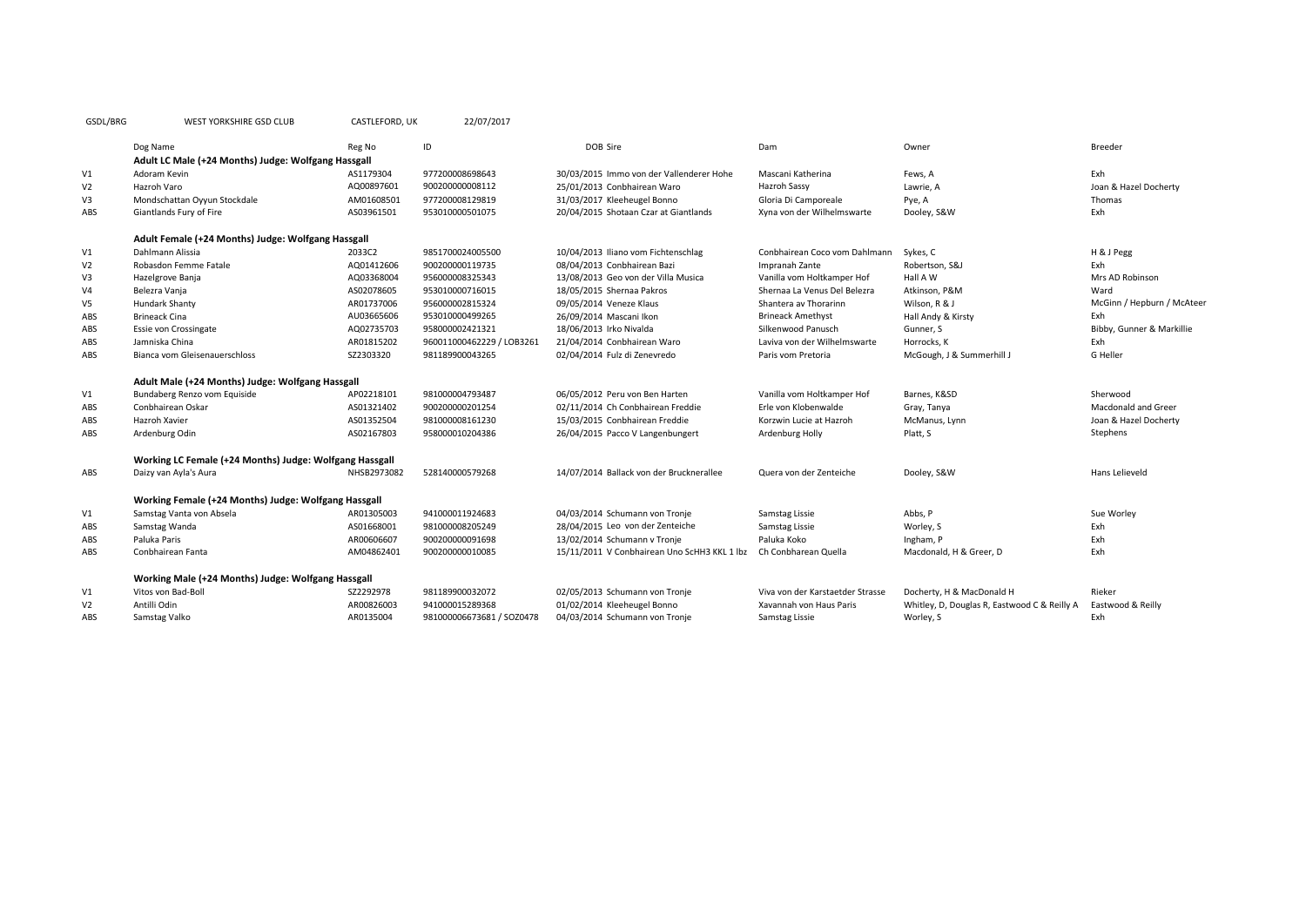GSDL/BRG | WEST YORKSHIRE GSD CLUB | CASTLEFORD, UK | 22/07/2017

| | Dog Name | Reg No | ID | DOB | Sire | Dam | Owner | Breeder |
|---|---|---|---|---|---|---|---|---|
| | **Adult LC Male (+24 Months) Judge: Wolfgang Hassgall** | | | | | | | |
| V1 | Adoram Kevin | AS1179304 | 977200008698643 | 30/03/2015 | Immo von der Vallenderer Hohe | Mascani Katherina | Fews, A | Exh |
| V2 | Hazroh Varo | AQ00897601 | 900200000008112 | 25/01/2013 | Conbhairean Waro | Hazroh Sassy | Lawrie, A | Joan & Hazel Docherty |
| V3 | Mondschattan Oyyun Stockdale | AM01608501 | 977200008129819 | 31/03/2017 | Kleeheugel Bonno | Gloria Di Camporeale | Pye, A | Thomas |
| ABS | Giantlands Fury of Fire | AS03961501 | 953010000501075 | 20/04/2015 | Shotaan Czar at Giantlands | Xyna von der Wilhelmswarte | Dooley, S&W | Exh |
| | **Adult Female (+24 Months) Judge: Wolfgang Hassgall** | | | | | | | |
| V1 | Dahlmann Alissia | 2033C2 | 9851700024005500 | 10/04/2013 | Iliano vom Fichtenschlag | Conbhairean Coco vom Dahlmann | Sykes, C | H & J Pegg |
| V2 | Robasdon Femme Fatale | AQ01412606 | 900200000119735 | 08/04/2013 | Conbhairean Bazi | Impranah Zante | Robertson, S&J | Exh |
| V3 | Hazelgrove Banja | AQ03368004 | 956000008325343 | 13/08/2013 | Geo von der Villa Musica | Vanilla vom Holtkamper Hof | Hall A W | Mrs AD Robinson |
| V4 | Belezra Vanja | AS02078605 | 953010000716015 | 18/05/2015 | Shernaa Pakros | Shernaa La Venus Del Belezra | Atkinson, P&M | Ward |
| V5 | Hundark Shanty | AR01737006 | 956000002815324 | 09/05/2014 | Veneze Klaus | Shantera av Thorarinn | Wilson, R & J | McGinn / Hepburn / McAteer |
| ABS | Brineack Cina | AU03665606 | 953010000499265 | 26/09/2014 | Mascani Ikon | Brineack Amethyst | Hall Andy & Kirsty | Exh |
| ABS | Essie von Crossingate | AQ02735703 | 958000002421321 | 18/06/2013 | Irko Nivalda | Silkenwood Panusch | Gunner, S | Bibby, Gunner & Markillie |
| ABS | Jamniska China | AR01815202 | 960011000462229 / LOB3261 | 21/04/2014 | Conbhairean Waro | Laviva von der Wilhelmswarte | Horrocks, K | Exh |
| ABS | Bianca vom Gleisenauerschloss | SZ2303320 | 981189900043265 | 02/04/2014 | Fulz di Zenevredo | Paris vom Pretoria | McGough, J & Summerhill J | G Heller |
| | **Adult Male (+24 Months) Judge: Wolfgang Hassgall** | | | | | | | |
| V1 | Bundaberg Renzo vom Equiside | AP02218101 | 981000004793487 | 06/05/2012 | Peru von Ben Harten | Vanilla vom Holtkamper Hof | Barnes, K&SD | Sherwood |
| ABS | Conbhairean Oskar | AS01321402 | 900200000201254 | 02/11/2014 | Ch Conbhairean Freddie | Erle von Klobenwalde | Gray, Tanya | Macdonald and Greer |
| ABS | Hazroh Xavier | AS01352504 | 981000008161230 | 15/03/2015 | Conbhairean Freddie | Korzwin Lucie at Hazroh | McManus, Lynn | Joan & Hazel Docherty |
| ABS | Ardenburg Odin | AS02167803 | 958000010204386 | 26/04/2015 | Pacco V Langenbungert | Ardenburg Holly | Platt, S | Stephens |
| | **Working LC Female (+24 Months) Judge: Wolfgang Hassgall** | | | | | | | |
| ABS | Daizy van Ayla's Aura | NHSB2973082 | 528140000579268 | 14/07/2014 | Ballack von der Brucknerallee | Quera von der Zenteiche | Dooley, S&W | Hans Lelieveld |
| | **Working Female (+24 Months) Judge: Wolfgang Hassgall** | | | | | | | |
| V1 | Samstag Vanta von Absela | AR01305003 | 941000011924683 | 04/03/2014 | Schumann von Tronje | Samstag Lissie | Abbs, P | Sue Worley |
| ABS | Samstag Wanda | AS01668001 | 981000008205249 | 28/04/2015 | Leo von der Zenteiche | Samstag Lissie | Worley, S | Exh |
| ABS | Paluka Paris | AR00606607 | 900200000091698 | 13/02/2014 | Schumann v Tronje | Paluka Koko | Ingham, P | Exh |
| ABS | Conbhairean Fanta | AM04862401 | 900200000010085 | 15/11/2011 | V Conbhairean Uno ScHH3 KKL 1 lbz | Ch Conbharean Quella | Macdonald, H & Greer, D | Exh |
| | **Working Male (+24 Months) Judge: Wolfgang Hassgall** | | | | | | | |
| V1 | Vitos von Bad-Boll | SZ2292978 | 981189900032072 | 02/05/2013 | Schumann von Tronje | Viva von der Karstaetder Strasse | Docherty, H & MacDonald H | Rieker |
| V2 | Antilli Odin | AR00826003 | 941000015289368 | 01/02/2014 | Kleeheugel Bonno | Xavannah von Haus Paris | Whitley, D, Douglas R, Eastwood C & Reilly A | Eastwood & Reilly |
| ABS | Samstag Valko | AR0135004 | 981000006673681 / SOZ0478 | 04/03/2014 | Schumann von Tronje | Samstag Lissie | Worley, S | Exh |